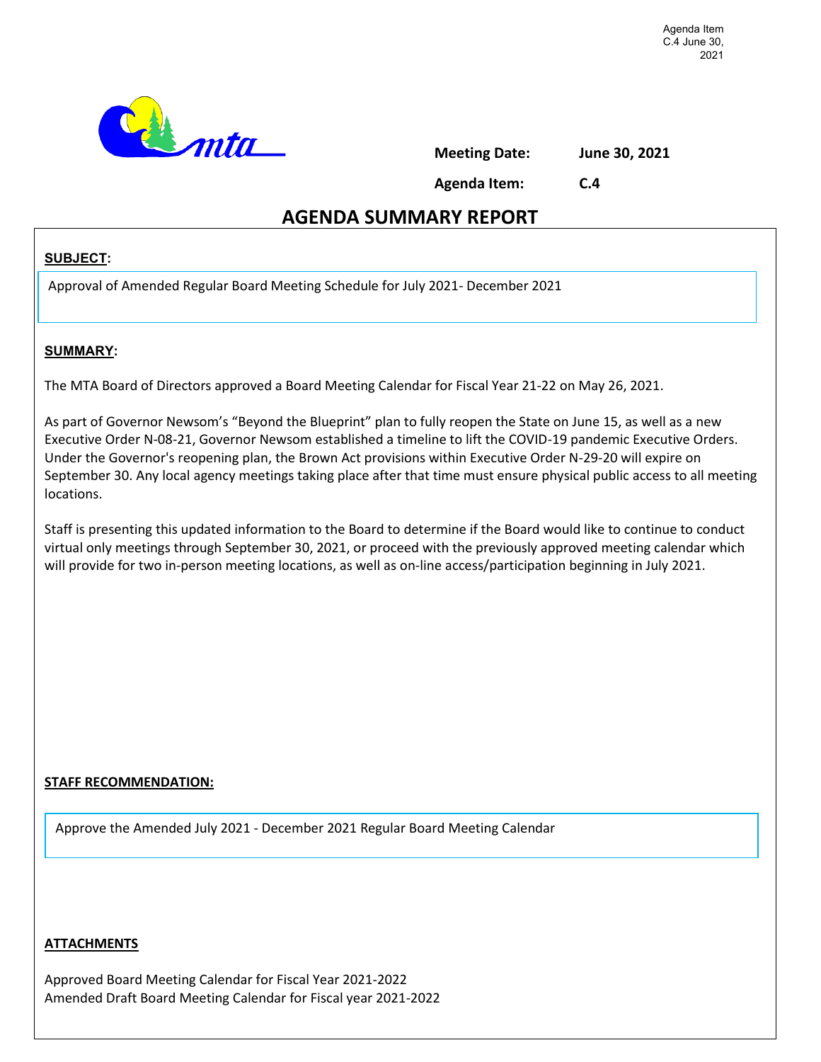Agenda Item C.4 June 30, 2021

**Meeting Date:** June 30, 2021

**Agenda Item:** C.4

# AGENDA SUMMARY REPORT

**SUBJECT:**

Approval of Amended Regular Board Meeting Schedule for July 2021- December 2021

**SUMMARY:**

The MTA Board of Directors approved a Board Meeting Calendar for Fiscal Year 21-22 on May 26, 2021.

As part of Governor Newsom's "Beyond the Blueprint" plan to fully reopen the State on June 15, as well as a new Executive Order N-08-21, Governor Newsom established a timeline to lift the COVID-19 pandemic Executive Orders. Under the Governor's reopening plan, the Brown Act provisions within Executive Order N-29-20 will expire on September 30. Any local agency meetings taking place after that time must ensure physical public access to all meeting locations.

Staff is presenting this updated information to the Board to determine if the Board would like to continue to conduct virtual only meetings through September 30, 2021, or proceed with the previously approved meeting calendar which will provide for two in-person meeting locations, as well as on-line access/participation beginning in July 2021.

**STAFF RECOMMENDATION:**

Approve the Amended July 2021 - December 2021 Regular Board Meeting Calendar

**ATTACHMENTS**

Approved Board Meeting Calendar for Fiscal Year 2021-2022
Amended Draft Board Meeting Calendar for Fiscal year 2021-2022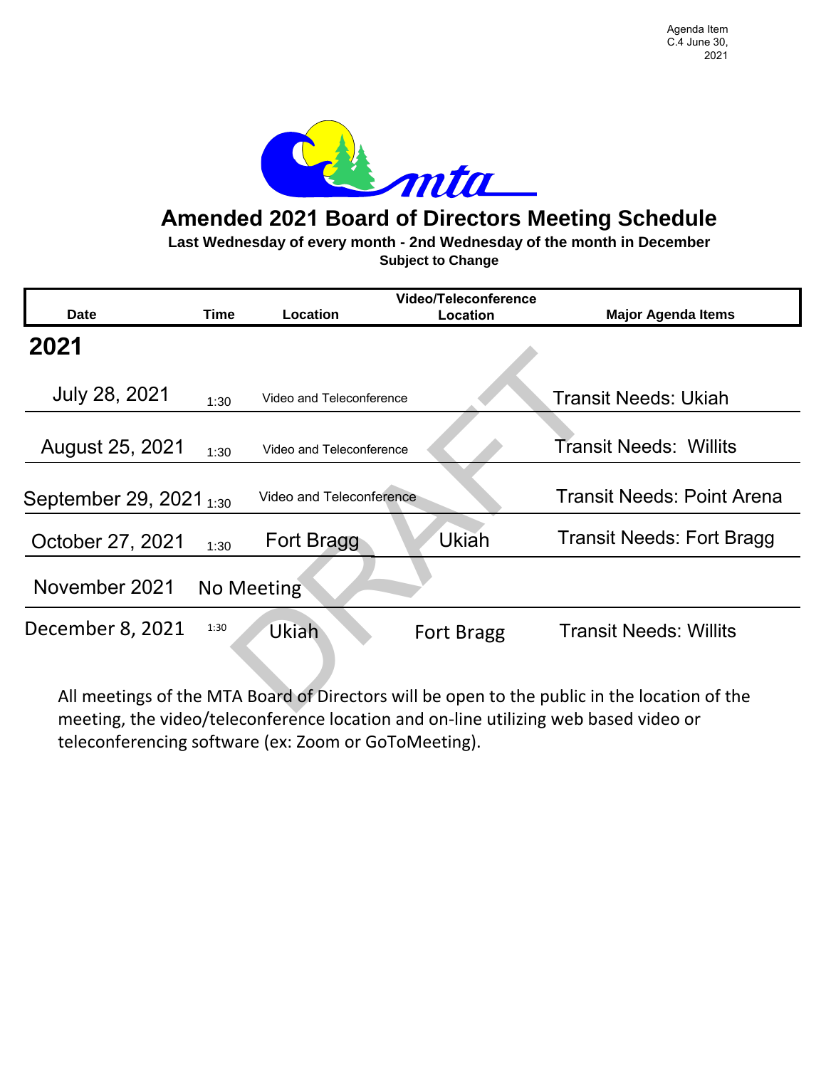Agenda Item C.4 June 30, 2021

# Amended 2021 Board of Directors Meeting Schedule

**Last Wednesday of every month - 2nd Wednesday of the month in December**

**Subject to Change**

| Date | Time | Location | Video/Teleconference Location | Major Agenda Items |
|---|---|---|---|---|
| **2021** | | | | |
| July 28, 2021 | 1:30 | Video and Teleconference | | Transit Needs: Ukiah |
| August 25, 2021 | 1:30 | Video and Teleconference | | Transit Needs: Willits |
| September 29, 2021 | 1:30 | Video and Teleconference | | Transit Needs: Point Arena |
| October 27, 2021 | 1:30 | Fort Bragg | Ukiah | Transit Needs: Fort Bragg |
| November 2021 | No Meeting | | | |
| December 8, 2021 | 1:30 | Ukiah | Fort Bragg | Transit Needs: Willits |

All meetings of the MTA Board of Directors will be open to the public in the location of the meeting, the video/teleconference location and on-line utilizing web based video or teleconferencing software (ex: Zoom or GoToMeeting).

DRAFT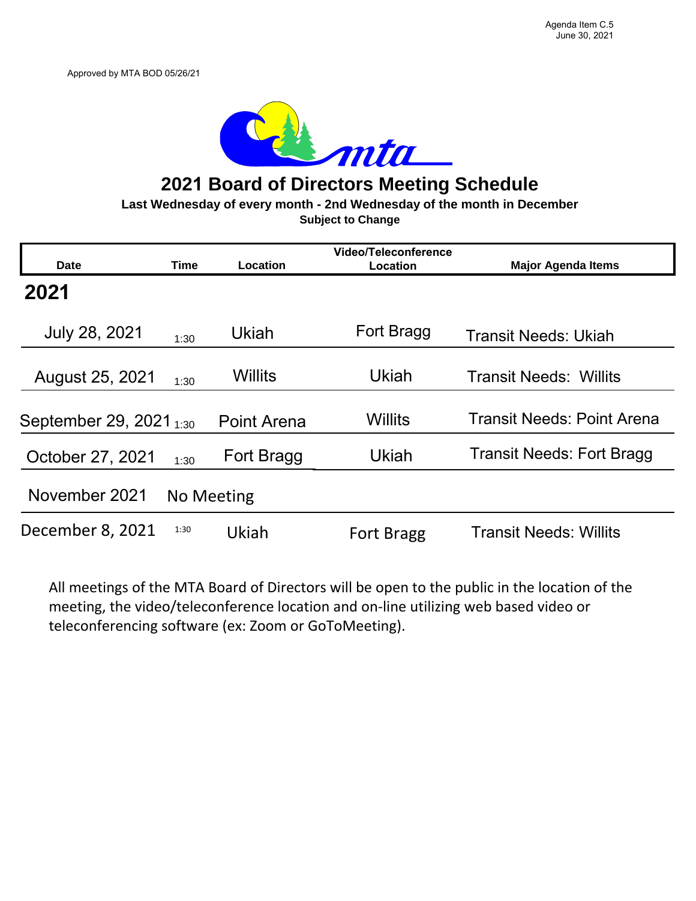Agenda Item C.5
June 30, 2021

Approved by MTA BOD 05/26/21

mta

# 2021 Board of Directors Meeting Schedule

**Last Wednesday of every month - 2nd Wednesday of the month in December**

**Subject to Change**

| Date | Time | Location | Video/Teleconference Location | Major Agenda Items |
|---|---|---|---|---|
| **2021** | | | | |
| July 28, 2021 | 1:30 | Ukiah | Fort Bragg | Transit Needs: Ukiah |
| August 25, 2021 | 1:30 | Willits | Ukiah | Transit Needs: Willits |
| September 29, 2021 | 1:30 | Point Arena | Willits | Transit Needs: Point Arena |
| October 27, 2021 | 1:30 | Fort Bragg | Ukiah | Transit Needs: Fort Bragg |
| November 2021 | No Meeting | | | |
| December 8, 2021 | 1:30 | Ukiah | Fort Bragg | Transit Needs: Willits |

All meetings of the MTA Board of Directors will be open to the public in the location of the meeting, the video/teleconference location and on-line utilizing web based video or teleconferencing software (ex: Zoom or GoToMeeting).